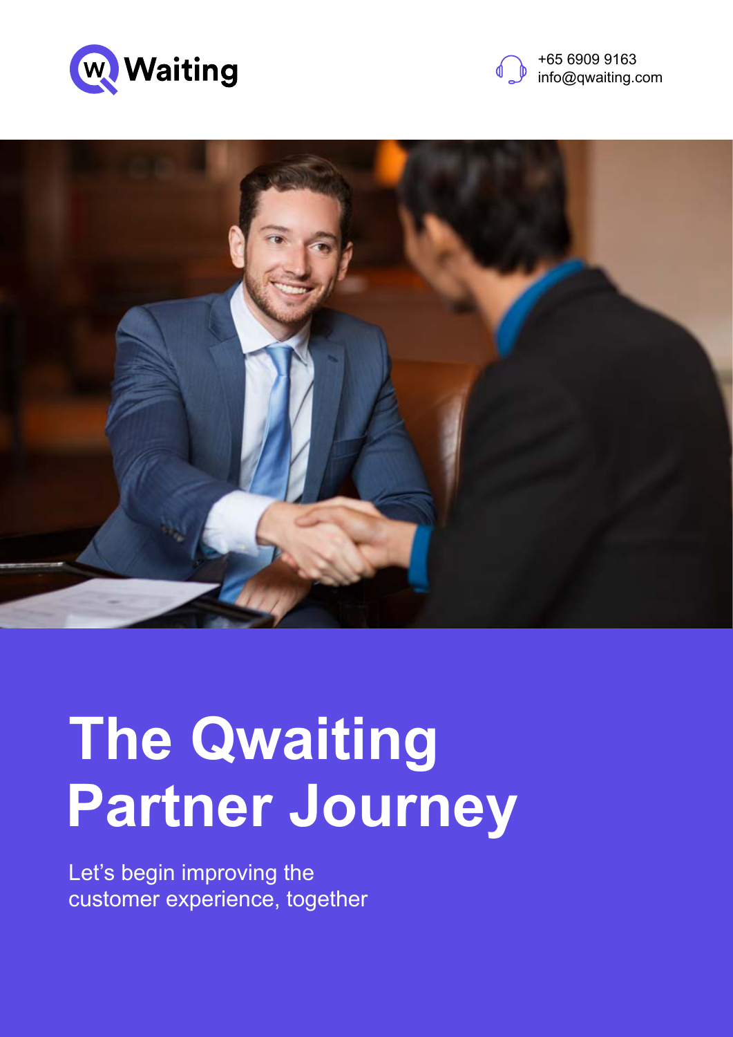Qwaiting

+65 6909 9163
info@qwaiting.com

# The Qwaiting Partner Journey

Let's begin improving the customer experience, together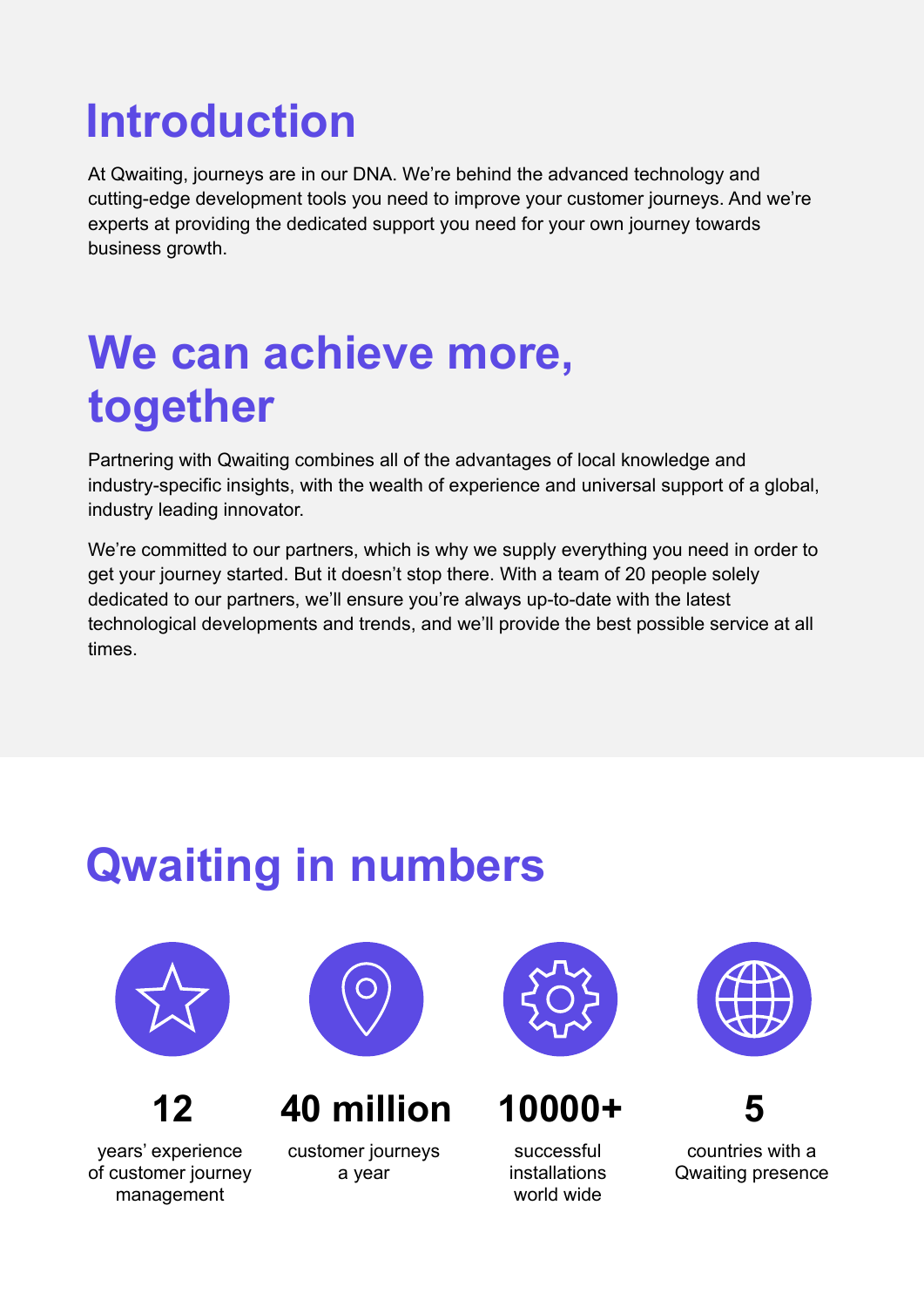# Introduction

At Qwaiting, journeys are in our DNA. We're behind the advanced technology and cutting-edge development tools you need to improve your customer journeys. And we're experts at providing the dedicated support you need for your own journey towards business growth.

# We can achieve more, together

Partnering with Qwaiting combines all of the advantages of local knowledge and industry-specific insights, with the wealth of experience and universal support of a global, industry leading innovator.

We're committed to our partners, which is why we supply everything you need in order to get your journey started. But it doesn't stop there. With a team of 20 people solely dedicated to our partners, we'll ensure you're always up-to-date with the latest technological developments and trends, and we'll provide the best possible service at all times.

# Qwaiting in numbers

**12**

years' experience of customer journey management

**40 million**

customer journeys a year

**10000+**

successful installations world wide

**5**

countries with a Qwaiting presence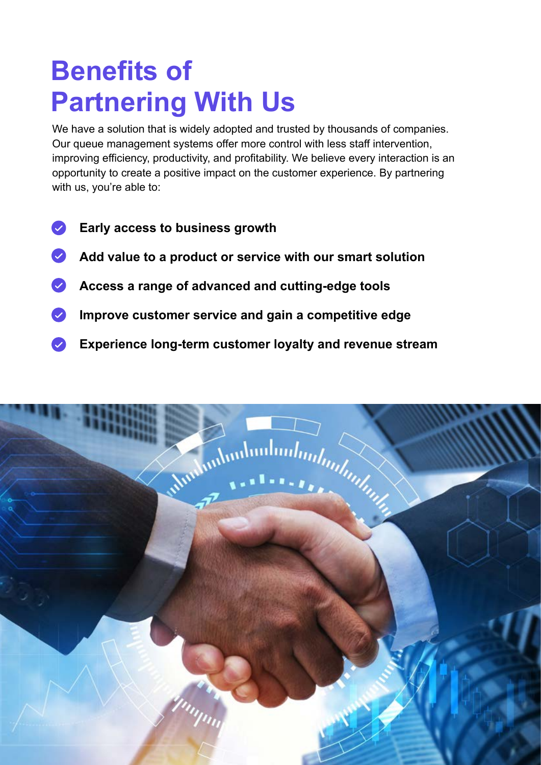# Benefits of Partnering With Us

We have a solution that is widely adopted and trusted by thousands of companies. Our queue management systems offer more control with less staff intervention, improving efficiency, productivity, and profitability. We believe every interaction is an opportunity to create a positive impact on the customer experience. By partnering with us, you're able to:

- **Early access to business growth**
- **Add value to a product or service with our smart solution**
- **Access a range of advanced and cutting-edge tools**
- **Improve customer service and gain a competitive edge**
- **Experience long-term customer loyalty and revenue stream**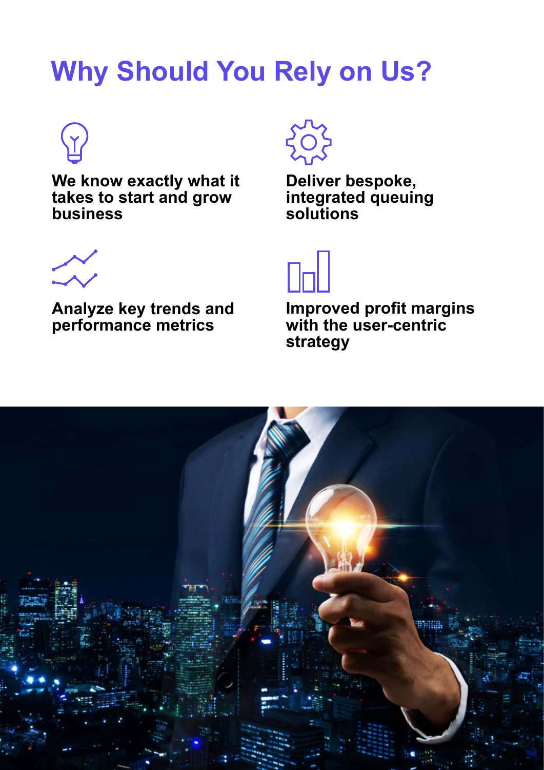# Why Should You Rely on Us?

**We know exactly what it takes to start and grow business**

**Deliver bespoke, integrated queuing solutions**

**Analyze key trends and performance metrics**

**Improved profit margins with the user-centric strategy**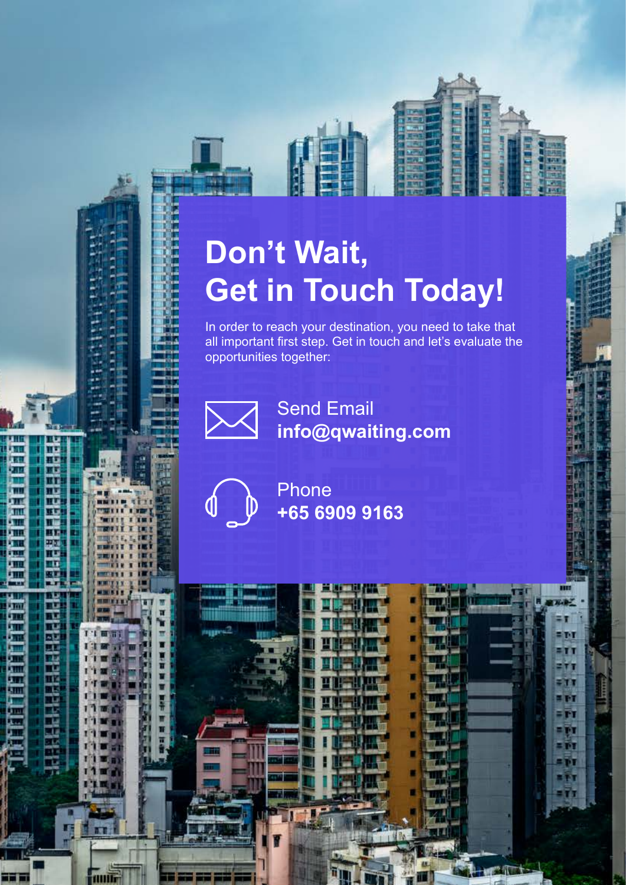# Don't Wait, Get in Touch Today!

In order to reach your destination, you need to take that all important first step. Get in touch and let's evaluate the opportunities together:

Send Email
**info@qwaiting.com**

Phone
**+65 6909 9163**